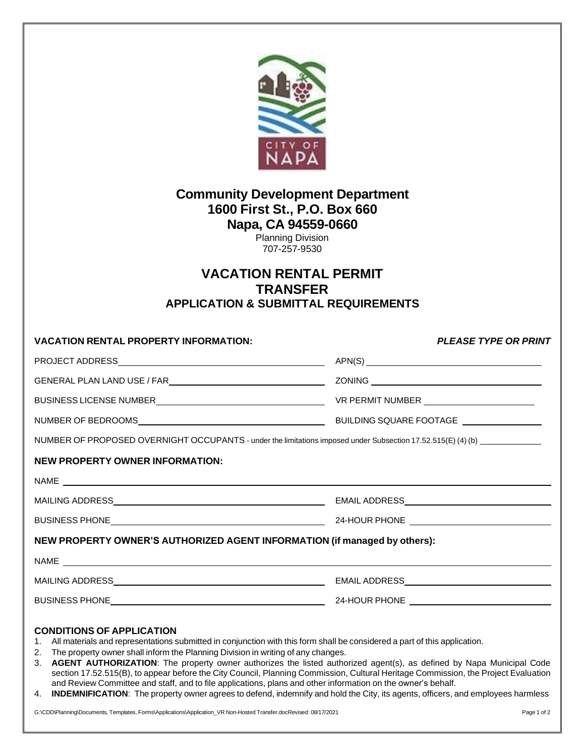# Community Development Department
# 1600 First St., P.O. Box 660
# Napa, CA 94559-0660

Planning Division
707-257-9530

## VACATION RENTAL PERMIT
## TRANSFER
### APPLICATION & SUBMITTAL REQUIREMENTS

**VACATION RENTAL PROPERTY INFORMATION:** ***PLEASE TYPE OR PRINT***

PROJECT ADDRESS\_\_\_\_\_\_\_\_\_\_\_\_\_\_\_\_\_\_\_\_ APN(S) \_\_\_\_\_\_\_\_\_\_\_\_\_\_\_\_\_\_\_\_

GENERAL PLAN LAND USE / FAR\_\_\_\_\_\_\_\_\_\_\_\_\_\_\_\_\_\_\_\_ ZONING \_\_\_\_\_\_\_\_\_\_\_\_\_\_\_\_\_\_\_\_

BUSINESS LICENSE NUMBER\_\_\_\_\_\_\_\_\_\_\_\_\_\_\_\_\_\_\_\_ VR PERMIT NUMBER \_\_\_\_\_\_\_\_\_\_\_\_\_\_\_\_\_\_\_\_

NUMBER OF BEDROOMS\_\_\_\_\_\_\_\_\_\_\_\_\_\_\_\_\_\_\_\_ BUILDING SQUARE FOOTAGE \_\_\_\_\_\_\_\_\_\_\_\_\_\_\_\_\_\_\_\_

NUMBER OF PROPOSED OVERNIGHT OCCUPANTS - under the limitations imposed under Subsection 17.52.515(E) (4) (b) \_\_\_\_\_\_\_\_\_\_\_\_\_\_\_\_\_\_\_\_

**NEW PROPERTY OWNER INFORMATION:**

NAME \_\_\_\_\_\_\_\_\_\_\_\_\_\_\_\_\_\_\_\_

MAILING ADDRESS\_\_\_\_\_\_\_\_\_\_\_\_\_\_\_\_\_\_\_\_ EMAIL ADDRESS\_\_\_\_\_\_\_\_\_\_\_\_\_\_\_\_\_\_\_\_

BUSINESS PHONE\_\_\_\_\_\_\_\_\_\_\_\_\_\_\_\_\_\_\_\_ 24-HOUR PHONE \_\_\_\_\_\_\_\_\_\_\_\_\_\_\_\_\_\_\_\_

**NEW PROPERTY OWNER'S AUTHORIZED AGENT INFORMATION (if managed by others):**

NAME \_\_\_\_\_\_\_\_\_\_\_\_\_\_\_\_\_\_\_\_

MAILING ADDRESS\_\_\_\_\_\_\_\_\_\_\_\_\_\_\_\_\_\_\_\_ EMAIL ADDRESS\_\_\_\_\_\_\_\_\_\_\_\_\_\_\_\_\_\_\_\_

BUSINESS PHONE\_\_\_\_\_\_\_\_\_\_\_\_\_\_\_\_\_\_\_\_ 24-HOUR PHONE \_\_\_\_\_\_\_\_\_\_\_\_\_\_\_\_\_\_\_\_

**CONDITIONS OF APPLICATION**

1. All materials and representations submitted in conjunction with this form shall be considered a part of this application.
2. The property owner shall inform the Planning Division in writing of any changes.
3. **AGENT AUTHORIZATION**: The property owner authorizes the listed authorized agent(s), as defined by Napa Municipal Code section 17.52.515(B), to appear before the City Council, Planning Commission, Cultural Heritage Commission, the Project Evaluation and Review Committee and staff, and to file applications, plans and other information on the owner's behalf.
4. **INDEMNIFICATION**: The property owner agrees to defend, indemnify and hold the City, its agents, officers, and employees harmless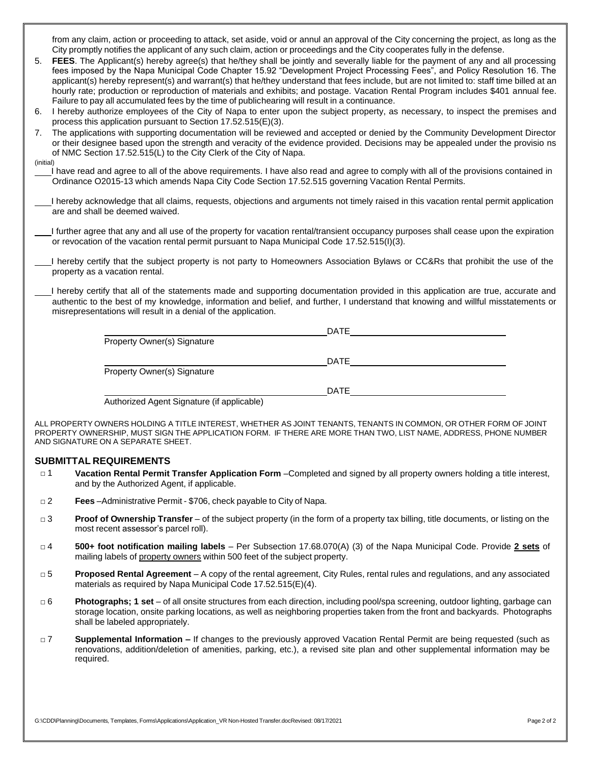from any claim, action or proceeding to attack, set aside, void or annul an approval of the City concerning the project, as long as the City promptly notifies the applicant of any such claim, action or proceedings and the City cooperates fully in the defense.

5. **FEES**. The Applicant(s) hereby agree(s) that he/they shall be jointly and severally liable for the payment of any and all processing fees imposed by the Napa Municipal Code Chapter 15.92 "Development Project Processing Fees", and Policy Resolution 16. The applicant(s) hereby represent(s) and warrant(s) that he/they understand that fees include, but are not limited to: staff time billed at an hourly rate; production or reproduction of materials and exhibits; and postage. Vacation Rental Program includes $401 annual fee. Failure to pay all accumulated fees by the time of publichearing will result in a continuance.
6. I hereby authorize employees of the City of Napa to enter upon the subject property, as necessary, to inspect the premises and process this application pursuant to Section 17.52.515(E)(3).
7. The applications with supporting documentation will be reviewed and accepted or denied by the Community Development Director or their designee based upon the strength and veracity of the evidence provided. Decisions may be appealed under the provisio ns of NMC Section 17.52.515(L) to the City Clerk of the City of Napa.

(initial)

____ I have read and agree to all of the above requirements. I have also read and agree to comply with all of the provisions contained in Ordinance O2015-13 which amends Napa City Code Section 17.52.515 governing Vacation Rental Permits.

____ I hereby acknowledge that all claims, requests, objections and arguments not timely raised in this vacation rental permit application are and shall be deemed waived.

____ I further agree that any and all use of the property for vacation rental/transient occupancy purposes shall cease upon the expiration or revocation of the vacation rental permit pursuant to Napa Municipal Code 17.52.515(I)(3).

____ I hereby certify that the subject property is not party to Homeowners Association Bylaws or CC&Rs that prohibit the use of the property as a vacation rental.

____ I hereby certify that all of the statements made and supporting documentation provided in this application are true, accurate and authentic to the best of my knowledge, information and belief, and further, I understand that knowing and willful misstatements or misrepresentations will result in a denial of the application.

______________________________ DATE ______________________
Property Owner(s) Signature

______________________________ DATE ______________________
Property Owner(s) Signature

______________________________ DATE ______________________
Authorized Agent Signature (if applicable)

ALL PROPERTY OWNERS HOLDING A TITLE INTEREST, WHETHER AS JOINT TENANTS, TENANTS IN COMMON, OR OTHER FORM OF JOINT PROPERTY OWNERSHIP, MUST SIGN THE APPLICATION FORM. IF THERE ARE MORE THAN TWO, LIST NAME, ADDRESS, PHONE NUMBER AND SIGNATURE ON A SEPARATE SHEET.

## SUBMITTAL REQUIREMENTS

□ 1 **Vacation Rental Permit Transfer Application Form** –Completed and signed by all property owners holding a title interest, and by the Authorized Agent, if applicable.

□ 2 **Fees** –Administrative Permit - $706, check payable to City of Napa.

□ 3 **Proof of Ownership Transfer** – of the subject property (in the form of a property tax billing, title documents, or listing on the most recent assessor's parcel roll).

□ 4 **500+ foot notification mailing labels** – Per Subsection 17.68.070(A) (3) of the Napa Municipal Code. Provide **2 sets** of mailing labels of property owners within 500 feet of the subject property.

□ 5 **Proposed Rental Agreement** – A copy of the rental agreement, City Rules, rental rules and regulations, and any associated materials as required by Napa Municipal Code 17.52.515(E)(4).

□ 6 **Photographs; 1 set** – of all onsite structures from each direction, including pool/spa screening, outdoor lighting, garbage can storage location, onsite parking locations, as well as neighboring properties taken from the front and backyards. Photographs shall be labeled appropriately.

□ 7 **Supplemental Information –** If changes to the previously approved Vacation Rental Permit are being requested (such as renovations, addition/deletion of amenities, parking, etc.), a revised site plan and other supplemental information may be required.

G:\CDD\Planning\Documents, Templates, Forms\Applications\Application_VR Non-Hosted Transfer.docRevised: 08/17/2021